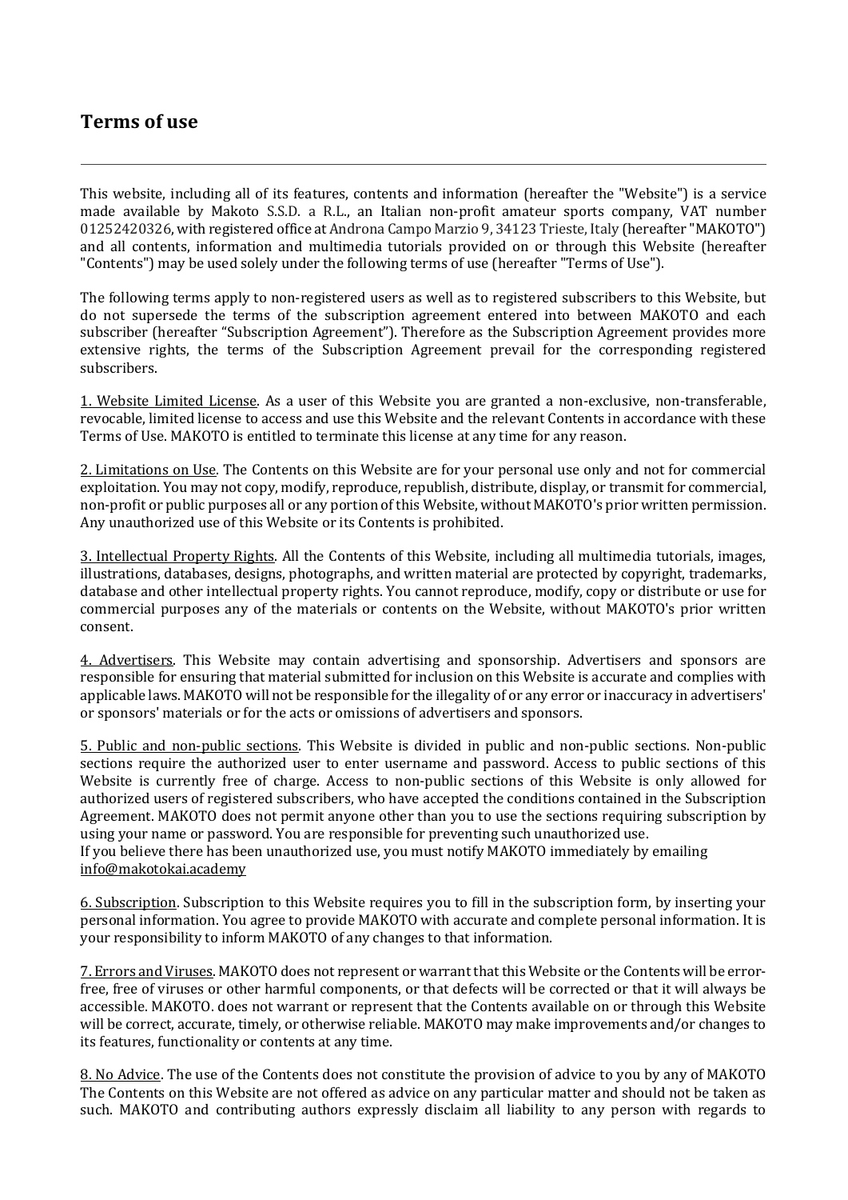## Terms of use

---

This website, including all of its features, contents and information (hereafter the "Website") is a service made available by Makoto S.S.D. a R.L., an Italian non-profit amateur sports company, VAT number 01252420326, with registered office at Androna Campo Marzio 9, 34123 Trieste, Italy (hereafter "MAKOTO") and all contents, information and multimedia tutorials provided on or through this Website (hereafter "Contents") may be used solely under the following terms of use (hereafter "Terms of Use").

The following terms apply to non-registered users as well as to registered subscribers to this Website, but do not supersede the terms of the subscription agreement entered into between MAKOTO and each subscriber (hereafter "Subscription Agreement"). Therefore as the Subscription Agreement provides more extensive rights, the terms of the Subscription Agreement prevail for the corresponding registered subscribers.

1. Website Limited License. As a user of this Website you are granted a non-exclusive, non-transferable, revocable, limited license to access and use this Website and the relevant Contents in accordance with these Terms of Use. MAKOTO is entitled to terminate this license at any time for any reason.

2. Limitations on Use. The Contents on this Website are for your personal use only and not for commercial exploitation. You may not copy, modify, reproduce, republish, distribute, display, or transmit for commercial, non-profit or public purposes all or any portion of this Website, without MAKOTO's prior written permission. Any unauthorized use of this Website or its Contents is prohibited.

3. Intellectual Property Rights. All the Contents of this Website, including all multimedia tutorials, images, illustrations, databases, designs, photographs, and written material are protected by copyright, trademarks, database and other intellectual property rights. You cannot reproduce, modify, copy or distribute or use for commercial purposes any of the materials or contents on the Website, without MAKOTO's prior written consent.

4. Advertisers. This Website may contain advertising and sponsorship. Advertisers and sponsors are responsible for ensuring that material submitted for inclusion on this Website is accurate and complies with applicable laws. MAKOTO will not be responsible for the illegality of or any error or inaccuracy in advertisers' or sponsors' materials or for the acts or omissions of advertisers and sponsors.

5. Public and non-public sections. This Website is divided in public and non-public sections. Non-public sections require the authorized user to enter username and password. Access to public sections of this Website is currently free of charge. Access to non-public sections of this Website is only allowed for authorized users of registered subscribers, who have accepted the conditions contained in the Subscription Agreement. MAKOTO does not permit anyone other than you to use the sections requiring subscription by using your name or password. You are responsible for preventing such unauthorized use.
If you believe there has been unauthorized use, you must notify MAKOTO immediately by emailing info@makotokai.academy

6. Subscription. Subscription to this Website requires you to fill in the subscription form, by inserting your personal information. You agree to provide MAKOTO with accurate and complete personal information. It is your responsibility to inform MAKOTO of any changes to that information.

7. Errors and Viruses. MAKOTO does not represent or warrant that this Website or the Contents will be error-free, free of viruses or other harmful components, or that defects will be corrected or that it will always be accessible. MAKOTO. does not warrant or represent that the Contents available on or through this Website will be correct, accurate, timely, or otherwise reliable. MAKOTO may make improvements and/or changes to its features, functionality or contents at any time.

8. No Advice. The use of the Contents does not constitute the provision of advice to you by any of MAKOTO The Contents on this Website are not offered as advice on any particular matter and should not be taken as such. MAKOTO and contributing authors expressly disclaim all liability to any person with regards to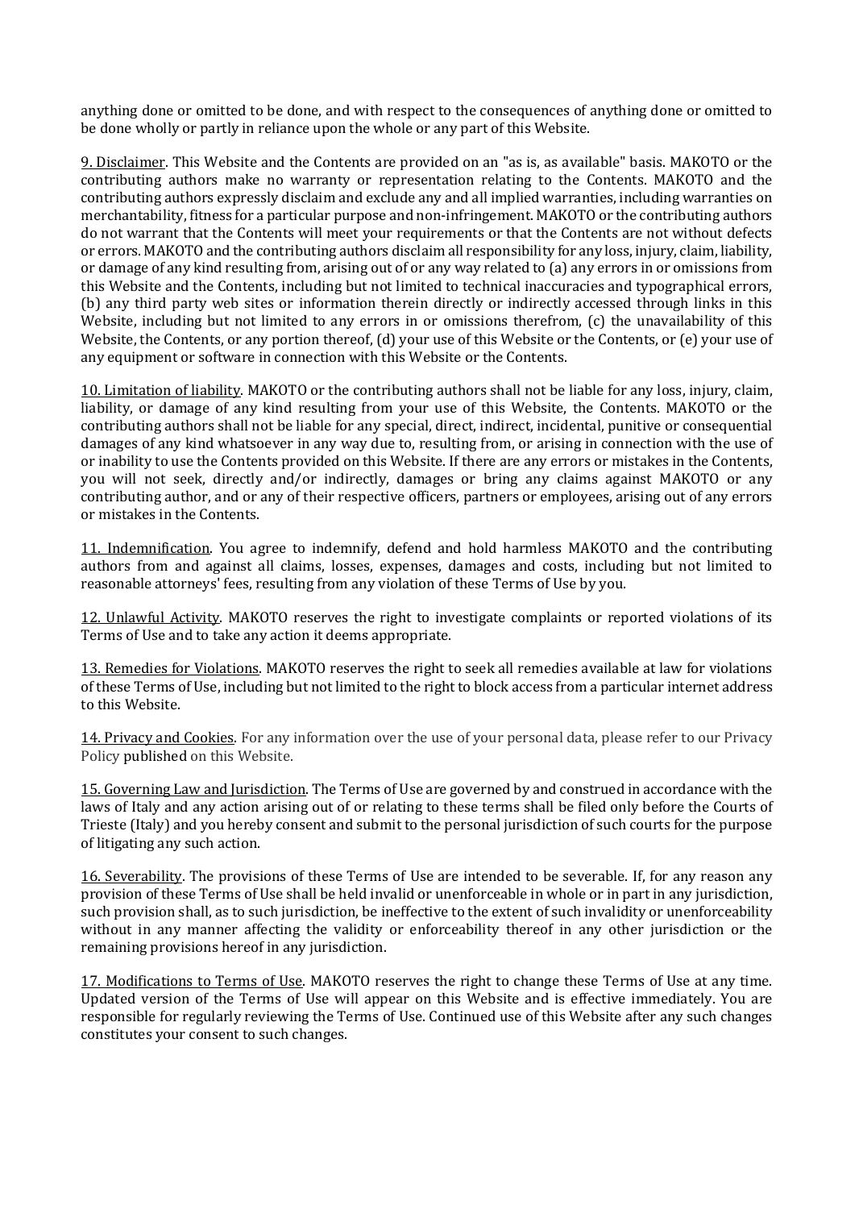anything done or omitted to be done, and with respect to the consequences of anything done or omitted to be done wholly or partly in reliance upon the whole or any part of this Website.

9. Disclaimer. This Website and the Contents are provided on an "as is, as available" basis. MAKOTO or the contributing authors make no warranty or representation relating to the Contents. MAKOTO and the contributing authors expressly disclaim and exclude any and all implied warranties, including warranties on merchantability, fitness for a particular purpose and non-infringement. MAKOTO or the contributing authors do not warrant that the Contents will meet your requirements or that the Contents are not without defects or errors. MAKOTO and the contributing authors disclaim all responsibility for any loss, injury, claim, liability, or damage of any kind resulting from, arising out of or any way related to (a) any errors in or omissions from this Website and the Contents, including but not limited to technical inaccuracies and typographical errors, (b) any third party web sites or information therein directly or indirectly accessed through links in this Website, including but not limited to any errors in or omissions therefrom, (c) the unavailability of this Website, the Contents, or any portion thereof, (d) your use of this Website or the Contents, or (e) your use of any equipment or software in connection with this Website or the Contents.

10. Limitation of liability. MAKOTO or the contributing authors shall not be liable for any loss, injury, claim, liability, or damage of any kind resulting from your use of this Website, the Contents. MAKOTO or the contributing authors shall not be liable for any special, direct, indirect, incidental, punitive or consequential damages of any kind whatsoever in any way due to, resulting from, or arising in connection with the use of or inability to use the Contents provided on this Website. If there are any errors or mistakes in the Contents, you will not seek, directly and/or indirectly, damages or bring any claims against MAKOTO or any contributing author, and or any of their respective officers, partners or employees, arising out of any errors or mistakes in the Contents.

11. Indemnification. You agree to indemnify, defend and hold harmless MAKOTO and the contributing authors from and against all claims, losses, expenses, damages and costs, including but not limited to reasonable attorneys' fees, resulting from any violation of these Terms of Use by you.

12. Unlawful Activity. MAKOTO reserves the right to investigate complaints or reported violations of its Terms of Use and to take any action it deems appropriate.

13. Remedies for Violations. MAKOTO reserves the right to seek all remedies available at law for violations of these Terms of Use, including but not limited to the right to block access from a particular internet address to this Website.

14. Privacy and Cookies. For any information over the use of your personal data, please refer to our Privacy Policy published on this Website.

15. Governing Law and Jurisdiction. The Terms of Use are governed by and construed in accordance with the laws of Italy and any action arising out of or relating to these terms shall be filed only before the Courts of Trieste (Italy) and you hereby consent and submit to the personal jurisdiction of such courts for the purpose of litigating any such action.

16. Severability. The provisions of these Terms of Use are intended to be severable. If, for any reason any provision of these Terms of Use shall be held invalid or unenforceable in whole or in part in any jurisdiction, such provision shall, as to such jurisdiction, be ineffective to the extent of such invalidity or unenforceability without in any manner affecting the validity or enforceability thereof in any other jurisdiction or the remaining provisions hereof in any jurisdiction.

17. Modifications to Terms of Use. MAKOTO reserves the right to change these Terms of Use at any time. Updated version of the Terms of Use will appear on this Website and is effective immediately. You are responsible for regularly reviewing the Terms of Use. Continued use of this Website after any such changes constitutes your consent to such changes.